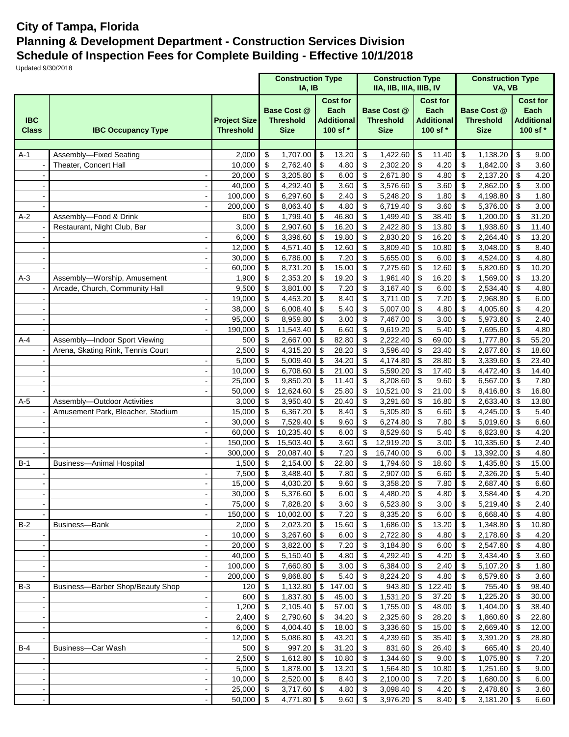# City of Tampa, Florida
## Planning & Development Department - Construction Services Division
## Schedule of Inspection Fees for Complete Building - Effective 10/1/2018

Updated 9/30/2018

| IBC Class | IBC Occupancy Type | Project Size Threshold | Construction Type IA, IB | | Construction Type IIA, IIB, IIIA, IIIB, IV | | Construction Type VA, VB | |
|---|---|---|---|---|---|---|---|---|
| | | | Base Cost @ Threshold Size | Cost for Each Additional 100 sf * | Base Cost @ Threshold Size | Cost for Each Additional 100 sf * | Base Cost @ Threshold Size | Cost for Each Additional 100 sf * |
| A-1 | Assembly—Fixed Seating | 2,000 | $ 1,707.00 | $ 13.20 | $ 1,422.60 | $ 11.40 | $ 1,138.20 | $ 9.00 |
| - | Theater, Concert Hall | 10,000 | $ 2,762.40 | $ 4.80 | $ 2,302.20 | $ 4.20 | $ 1,842.00 | $ 3.60 |
| - | - | 20,000 | $ 3,205.80 | $ 6.00 | $ 2,671.80 | $ 4.80 | $ 2,137.20 | $ 4.20 |
| - | - | 40,000 | $ 4,292.40 | $ 3.60 | $ 3,576.60 | $ 3.60 | $ 2,862.00 | $ 3.00 |
| - | - | 100,000 | $ 6,297.60 | $ 2.40 | $ 5,248.20 | $ 1.80 | $ 4,198.80 | $ 1.80 |
| - | - | 200,000 | $ 8,063.40 | $ 4.80 | $ 6,719.40 | $ 3.60 | $ 5,376.00 | $ 3.00 |
| A-2 | Assembly—Food & Drink | 600 | $ 1,799.40 | $ 46.80 | $ 1,499.40 | $ 38.40 | $ 1,200.00 | $ 31.20 |
| - | Restaurant, Night Club, Bar | 3,000 | $ 2,907.60 | $ 16.20 | $ 2,422.80 | $ 13.80 | $ 1,938.60 | $ 11.40 |
| - | - | 6,000 | $ 3,396.60 | $ 19.80 | $ 2,830.20 | $ 16.20 | $ 2,264.40 | $ 13.20 |
| - | - | 12,000 | $ 4,571.40 | $ 12.60 | $ 3,809.40 | $ 10.80 | $ 3,048.00 | $ 8.40 |
| - | - | 30,000 | $ 6,786.00 | $ 7.20 | $ 5,655.00 | $ 6.00 | $ 4,524.00 | $ 4.80 |
| - | - | 60,000 | $ 8,731.20 | $ 15.00 | $ 7,275.60 | $ 12.60 | $ 5,820.60 | $ 10.20 |
| A-3 | Assembly—Worship, Amusement | 1,900 | $ 2,353.20 | $ 19.20 | $ 1,961.40 | $ 16.20 | $ 1,569.00 | $ 13.20 |
| - | Arcade, Church, Community Hall | 9,500 | $ 3,801.00 | $ 7.20 | $ 3,167.40 | $ 6.00 | $ 2,534.40 | $ 4.80 |
| - | - | 19,000 | $ 4,453.20 | $ 8.40 | $ 3,711.00 | $ 7.20 | $ 2,968.80 | $ 6.00 |
| - | - | 38,000 | $ 6,008.40 | $ 5.40 | $ 5,007.00 | $ 4.80 | $ 4,005.60 | $ 4.20 |
| - | - | 95,000 | $ 8,959.80 | $ 3.00 | $ 7,467.00 | $ 3.00 | $ 5,973.60 | $ 2.40 |
| - | - | 190,000 | $ 11,543.40 | $ 6.60 | $ 9,619.20 | $ 5.40 | $ 7,695.60 | $ 4.80 |
| A-4 | Assembly—Indoor Sport Viewing | 500 | $ 2,667.00 | $ 82.80 | $ 2,222.40 | $ 69.00 | $ 1,777.80 | $ 55.20 |
| - | Arena, Skating Rink, Tennis Court | 2,500 | $ 4,315.20 | $ 28.20 | $ 3,596.40 | $ 23.40 | $ 2,877.60 | $ 18.60 |
| - | - | 5,000 | $ 5,009.40 | $ 34.20 | $ 4,174.80 | $ 28.80 | $ 3,339.60 | $ 23.40 |
| - | - | 10,000 | $ 6,708.60 | $ 21.00 | $ 5,590.20 | $ 17.40 | $ 4,472.40 | $ 14.40 |
| - | - | 25,000 | $ 9,850.20 | $ 11.40 | $ 8,208.60 | $ 9.60 | $ 6,567.00 | $ 7.80 |
| - | - | 50,000 | $ 12,624.60 | $ 25.80 | $ 10,521.00 | $ 21.00 | $ 8,416.80 | $ 16.80 |
| A-5 | Assembly—Outdoor Activities | 3,000 | $ 3,950.40 | $ 20.40 | $ 3,291.60 | $ 16.80 | $ 2,633.40 | $ 13.80 |
| - | Amusement Park, Bleacher, Stadium | 15,000 | $ 6,367.20 | $ 8.40 | $ 5,305.80 | $ 6.60 | $ 4,245.00 | $ 5.40 |
| - | - | 30,000 | $ 7,529.40 | $ 9.60 | $ 6,274.80 | $ 7.80 | $ 5,019.60 | $ 6.60 |
| - | - | 60,000 | $ 10,235.40 | $ 6.00 | $ 8,529.60 | $ 5.40 | $ 6,823.80 | $ 4.20 |
| - | - | 150,000 | $ 15,503.40 | $ 3.60 | $ 12,919.20 | $ 3.00 | $ 10,335.60 | $ 2.40 |
| - | - | 300,000 | $ 20,087.40 | $ 7.20 | $ 16,740.00 | $ 6.00 | $ 13,392.00 | $ 4.80 |
| B-1 | Business—Animal Hospital | 1,500 | $ 2,154.00 | $ 22.80 | $ 1,794.60 | $ 18.60 | $ 1,435.80 | $ 15.00 |
| - | - | 7,500 | $ 3,488.40 | $ 7.80 | $ 2,907.00 | $ 6.60 | $ 2,326.20 | $ 5.40 |
| - | - | 15,000 | $ 4,030.20 | $ 9.60 | $ 3,358.20 | $ 7.80 | $ 2,687.40 | $ 6.60 |
| - | - | 30,000 | $ 5,376.60 | $ 6.00 | $ 4,480.20 | $ 4.80 | $ 3,584.40 | $ 4.20 |
| - | - | 75,000 | $ 7,828.20 | $ 3.60 | $ 6,523.80 | $ 3.00 | $ 5,219.40 | $ 2.40 |
| - | - | 150,000 | $ 10,002.00 | $ 7.20 | $ 8,335.20 | $ 6.00 | $ 6,668.40 | $ 4.80 |
| B-2 | Business—Bank | 2,000 | $ 2,023.20 | $ 15.60 | $ 1,686.00 | $ 13.20 | $ 1,348.80 | $ 10.80 |
| - | - | 10,000 | $ 3,267.60 | $ 6.00 | $ 2,722.80 | $ 4.80 | $ 2,178.60 | $ 4.20 |
| - | - | 20,000 | $ 3,822.00 | $ 7.20 | $ 3,184.80 | $ 6.00 | $ 2,547.60 | $ 4.80 |
| - | - | 40,000 | $ 5,150.40 | $ 4.80 | $ 4,292.40 | $ 4.20 | $ 3,434.40 | $ 3.60 |
| - | - | 100,000 | $ 7,660.80 | $ 3.00 | $ 6,384.00 | $ 2.40 | $ 5,107.20 | $ 1.80 |
| - | - | 200,000 | $ 9,868.80 | $ 5.40 | $ 8,224.20 | $ 4.80 | $ 6,579.60 | $ 3.60 |
| B-3 | Business—Barber Shop/Beauty Shop | 120 | $ 1,132.80 | $ 147.00 | $ 943.80 | $ 122.40 | $ 755.40 | $ 98.40 |
| - | - | 600 | $ 1,837.80 | $ 45.00 | $ 1,531.20 | $ 37.20 | $ 1,225.20 | $ 30.00 |
| - | - | 1,200 | $ 2,105.40 | $ 57.00 | $ 1,755.00 | $ 48.00 | $ 1,404.00 | $ 38.40 |
| - | - | 2,400 | $ 2,790.60 | $ 34.20 | $ 2,325.60 | $ 28.20 | $ 1,860.60 | $ 22.80 |
| - | - | 6,000 | $ 4,004.40 | $ 18.00 | $ 3,336.60 | $ 15.00 | $ 2,669.40 | $ 12.00 |
| - | - | 12,000 | $ 5,086.80 | $ 43.20 | $ 4,239.60 | $ 35.40 | $ 3,391.20 | $ 28.80 |
| B-4 | Business—Car Wash | 500 | $ 997.20 | $ 31.20 | $ 831.60 | $ 26.40 | $ 665.40 | $ 20.40 |
| - | - | 2,500 | $ 1,612.80 | $ 10.80 | $ 1,344.60 | $ 9.00 | $ 1,075.80 | $ 7.20 |
| - | - | 5,000 | $ 1,878.00 | $ 13.20 | $ 1,564.80 | $ 10.80 | $ 1,251.60 | $ 9.00 |
| - | - | 10,000 | $ 2,520.00 | $ 8.40 | $ 2,100.00 | $ 7.20 | $ 1,680.00 | $ 6.00 |
| - | - | 25,000 | $ 3,717.60 | $ 4.80 | $ 3,098.40 | $ 4.20 | $ 2,478.60 | $ 3.60 |
| - | - | 50,000 | $ 4,771.80 | $ 9.60 | $ 3,976.20 | $ 8.40 | $ 3,181.20 | $ 6.60 |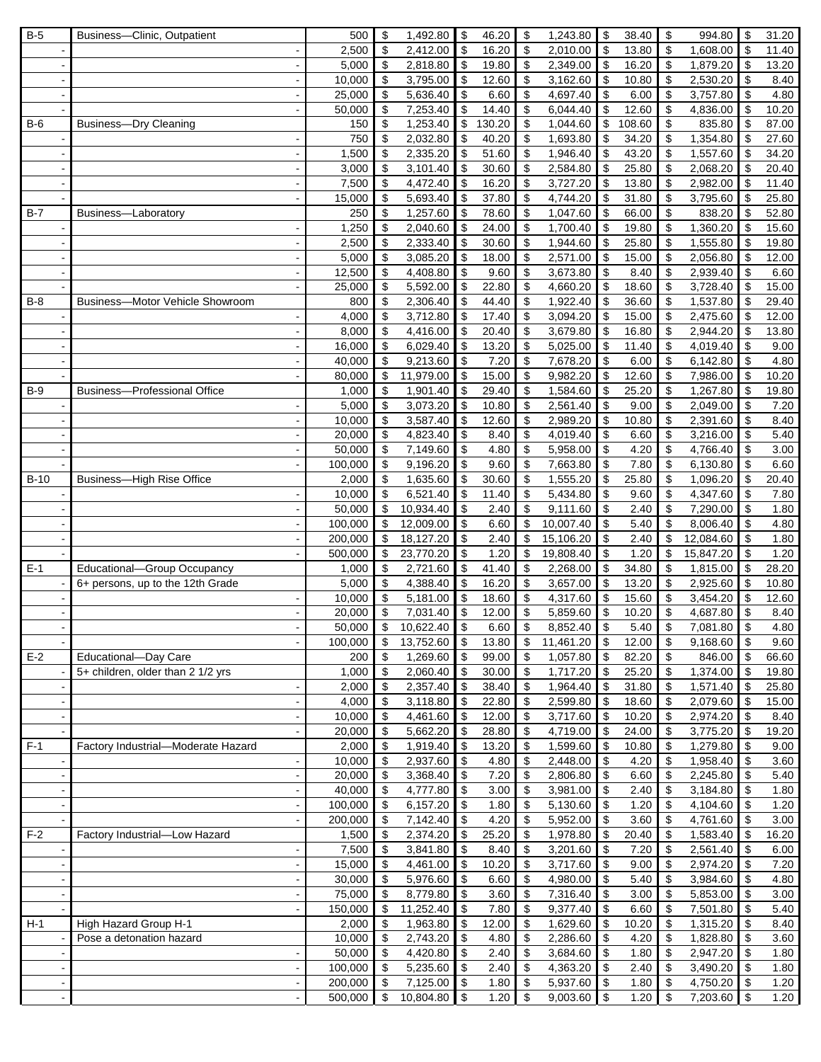| | | | | | | | | |
|---|---|---|---|---|---|---|---|---|
| B-5 | Business—Clinic, Outpatient | 500 | $ 1,492.80 | $ 46.20 | $ 1,243.80 | $ 38.40 | $ 994.80 | $ 31.20 |
| - | - | 2,500 | $ 2,412.00 | $ 16.20 | $ 2,010.00 | $ 13.80 | $ 1,608.00 | $ 11.40 |
| - | - | 5,000 | $ 2,818.80 | $ 19.80 | $ 2,349.00 | $ 16.20 | $ 1,879.20 | $ 13.20 |
| - | - | 10,000 | $ 3,795.00 | $ 12.60 | $ 3,162.60 | $ 10.80 | $ 2,530.20 | $ 8.40 |
| - | - | 25,000 | $ 5,636.40 | $ 6.60 | $ 4,697.40 | $ 6.00 | $ 3,757.80 | $ 4.80 |
| - | - | 50,000 | $ 7,253.40 | $ 14.40 | $ 6,044.40 | $ 12.60 | $ 4,836.00 | $ 10.20 |
| B-6 | Business—Dry Cleaning | 150 | $ 1,253.40 | $ 130.20 | $ 1,044.60 | $ 108.60 | $ 835.80 | $ 87.00 |
| - | - | 750 | $ 2,032.80 | $ 40.20 | $ 1,693.80 | $ 34.20 | $ 1,354.80 | $ 27.60 |
| - | - | 1,500 | $ 2,335.20 | $ 51.60 | $ 1,946.40 | $ 43.20 | $ 1,557.60 | $ 34.20 |
| - | - | 3,000 | $ 3,101.40 | $ 30.60 | $ 2,584.80 | $ 25.80 | $ 2,068.20 | $ 20.40 |
| - | - | 7,500 | $ 4,472.40 | $ 16.20 | $ 3,727.20 | $ 13.80 | $ 2,982.00 | $ 11.40 |
| - | - | 15,000 | $ 5,693.40 | $ 37.80 | $ 4,744.20 | $ 31.80 | $ 3,795.60 | $ 25.80 |
| B-7 | Business—Laboratory | 250 | $ 1,257.60 | $ 78.60 | $ 1,047.60 | $ 66.00 | $ 838.20 | $ 52.80 |
| - | - | 1,250 | $ 2,040.60 | $ 24.00 | $ 1,700.40 | $ 19.80 | $ 1,360.20 | $ 15.60 |
| - | - | 2,500 | $ 2,333.40 | $ 30.60 | $ 1,944.60 | $ 25.80 | $ 1,555.80 | $ 19.80 |
| - | - | 5,000 | $ 3,085.20 | $ 18.00 | $ 2,571.00 | $ 15.00 | $ 2,056.80 | $ 12.00 |
| - | - | 12,500 | $ 4,408.80 | $ 9.60 | $ 3,673.80 | $ 8.40 | $ 2,939.40 | $ 6.60 |
| - | - | 25,000 | $ 5,592.00 | $ 22.80 | $ 4,660.20 | $ 18.60 | $ 3,728.40 | $ 15.00 |
| B-8 | Business—Motor Vehicle Showroom | 800 | $ 2,306.40 | $ 44.40 | $ 1,922.40 | $ 36.60 | $ 1,537.80 | $ 29.40 |
| - | - | 4,000 | $ 3,712.80 | $ 17.40 | $ 3,094.20 | $ 15.00 | $ 2,475.60 | $ 12.00 |
| - | - | 8,000 | $ 4,416.00 | $ 20.40 | $ 3,679.80 | $ 16.80 | $ 2,944.20 | $ 13.80 |
| - | - | 16,000 | $ 6,029.40 | $ 13.20 | $ 5,025.00 | $ 11.40 | $ 4,019.40 | $ 9.00 |
| - | - | 40,000 | $ 9,213.60 | $ 7.20 | $ 7,678.20 | $ 6.00 | $ 6,142.80 | $ 4.80 |
| - | - | 80,000 | $ 11,979.00 | $ 15.00 | $ 9,982.20 | $ 12.60 | $ 7,986.00 | $ 10.20 |
| B-9 | Business—Professional Office | 1,000 | $ 1,901.40 | $ 29.40 | $ 1,584.60 | $ 25.20 | $ 1,267.80 | $ 19.80 |
| - | - | 5,000 | $ 3,073.20 | $ 10.80 | $ 2,561.40 | $ 9.00 | $ 2,049.00 | $ 7.20 |
| - | - | 10,000 | $ 3,587.40 | $ 12.60 | $ 2,989.20 | $ 10.80 | $ 2,391.60 | $ 8.40 |
| - | - | 20,000 | $ 4,823.40 | $ 8.40 | $ 4,019.40 | $ 6.60 | $ 3,216.00 | $ 5.40 |
| - | - | 50,000 | $ 7,149.60 | $ 4.80 | $ 5,958.00 | $ 4.20 | $ 4,766.40 | $ 3.00 |
| - | - | 100,000 | $ 9,196.20 | $ 9.60 | $ 7,663.80 | $ 7.80 | $ 6,130.80 | $ 6.60 |
| B-10 | Business—High Rise Office | 2,000 | $ 1,635.60 | $ 30.60 | $ 1,555.20 | $ 25.80 | $ 1,096.20 | $ 20.40 |
| - | - | 10,000 | $ 6,521.40 | $ 11.40 | $ 5,434.80 | $ 9.60 | $ 4,347.60 | $ 7.80 |
| - | - | 50,000 | $ 10,934.40 | $ 2.40 | $ 9,111.60 | $ 2.40 | $ 7,290.00 | $ 1.80 |
| - | - | 100,000 | $ 12,009.00 | $ 6.60 | $ 10,007.40 | $ 5.40 | $ 8,006.40 | $ 4.80 |
| - | - | 200,000 | $ 18,127.20 | $ 2.40 | $ 15,106.20 | $ 2.40 | $ 12,084.60 | $ 1.80 |
| - | - | 500,000 | $ 23,770.20 | $ 1.20 | $ 19,808.40 | $ 1.20 | $ 15,847.20 | $ 1.20 |
| E-1 | Educational—Group Occupancy | 1,000 | $ 2,721.60 | $ 41.40 | $ 2,268.00 | $ 34.80 | $ 1,815.00 | $ 28.20 |
| - | 6+ persons, up to the 12th Grade | 5,000 | $ 4,388.40 | $ 16.20 | $ 3,657.00 | $ 13.20 | $ 2,925.60 | $ 10.80 |
| - | - | 10,000 | $ 5,181.00 | $ 18.60 | $ 4,317.60 | $ 15.60 | $ 3,454.20 | $ 12.60 |
| - | - | 20,000 | $ 7,031.40 | $ 12.00 | $ 5,859.60 | $ 10.20 | $ 4,687.80 | $ 8.40 |
| - | - | 50,000 | $ 10,622.40 | $ 6.60 | $ 8,852.40 | $ 5.40 | $ 7,081.80 | $ 4.80 |
| - | - | 100,000 | $ 13,752.60 | $ 13.80 | $ 11,461.20 | $ 12.00 | $ 9,168.60 | $ 9.60 |
| E-2 | Educational—Day Care | 200 | $ 1,269.60 | $ 99.00 | $ 1,057.80 | $ 82.20 | $ 846.00 | $ 66.60 |
| - | 5+ children, older than 2 1/2 yrs | 1,000 | $ 2,060.40 | $ 30.00 | $ 1,717.20 | $ 25.20 | $ 1,374.00 | $ 19.80 |
| - | - | 2,000 | $ 2,357.40 | $ 38.40 | $ 1,964.40 | $ 31.80 | $ 1,571.40 | $ 25.80 |
| - | - | 4,000 | $ 3,118.80 | $ 22.80 | $ 2,599.80 | $ 18.60 | $ 2,079.60 | $ 15.00 |
| - | - | 10,000 | $ 4,461.60 | $ 12.00 | $ 3,717.60 | $ 10.20 | $ 2,974.20 | $ 8.40 |
| - | - | 20,000 | $ 5,662.20 | $ 28.80 | $ 4,719.00 | $ 24.00 | $ 3,775.20 | $ 19.20 |
| F-1 | Factory Industrial—Moderate Hazard | 2,000 | $ 1,919.40 | $ 13.20 | $ 1,599.60 | $ 10.80 | $ 1,279.80 | $ 9.00 |
| - | - | 10,000 | $ 2,937.60 | $ 4.80 | $ 2,448.00 | $ 4.20 | $ 1,958.40 | $ 3.60 |
| - | - | 20,000 | $ 3,368.40 | $ 7.20 | $ 2,806.80 | $ 6.60 | $ 2,245.80 | $ 5.40 |
| - | - | 40,000 | $ 4,777.80 | $ 3.00 | $ 3,981.00 | $ 2.40 | $ 3,184.80 | $ 1.80 |
| - | - | 100,000 | $ 6,157.20 | $ 1.80 | $ 5,130.60 | $ 1.20 | $ 4,104.60 | $ 1.20 |
| - | - | 200,000 | $ 7,142.40 | $ 4.20 | $ 5,952.00 | $ 3.60 | $ 4,761.60 | $ 3.00 |
| F-2 | Factory Industrial—Low Hazard | 1,500 | $ 2,374.20 | $ 25.20 | $ 1,978.80 | $ 20.40 | $ 1,583.40 | $ 16.20 |
| - | - | 7,500 | $ 3,841.80 | $ 8.40 | $ 3,201.60 | $ 7.20 | $ 2,561.40 | $ 6.00 |
| - | - | 15,000 | $ 4,461.00 | $ 10.20 | $ 3,717.60 | $ 9.00 | $ 2,974.20 | $ 7.20 |
| - | - | 30,000 | $ 5,976.60 | $ 6.60 | $ 4,980.00 | $ 5.40 | $ 3,984.60 | $ 4.80 |
| - | - | 75,000 | $ 8,779.80 | $ 3.60 | $ 7,316.40 | $ 3.00 | $ 5,853.00 | $ 3.00 |
| - | - | 150,000 | $ 11,252.40 | $ 7.80 | $ 9,377.40 | $ 6.60 | $ 7,501.80 | $ 5.40 |
| H-1 | High Hazard Group H-1 | 2,000 | $ 1,963.80 | $ 12.00 | $ 1,629.60 | $ 10.20 | $ 1,315.20 | $ 8.40 |
| - | Pose a detonation hazard | 10,000 | $ 2,743.20 | $ 4.80 | $ 2,286.60 | $ 4.20 | $ 1,828.80 | $ 3.60 |
| - | - | 50,000 | $ 4,420.80 | $ 2.40 | $ 3,684.60 | $ 1.80 | $ 2,947.20 | $ 1.80 |
| - | - | 100,000 | $ 5,235.60 | $ 2.40 | $ 4,363.20 | $ 2.40 | $ 3,490.20 | $ 1.80 |
| - | - | 200,000 | $ 7,125.00 | $ 1.80 | $ 5,937.60 | $ 1.80 | $ 4,750.20 | $ 1.20 |
| - | - | 500,000 | $ 10,804.80 | $ 1.20 | $ 9,003.60 | $ 1.20 | $ 7,203.60 | $ 1.20 |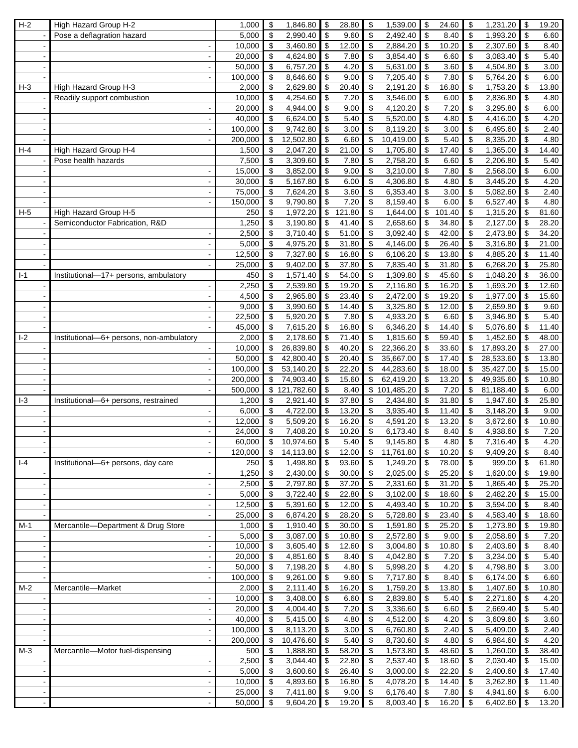| | | | | | | | | | | | | | |
|---|---|---|---|---|---|---|---|---|---|---|---|---|---|
| H-2 | High Hazard Group H-2 | 1,000 | $ | 1,846.80 | $ | 28.80 | $ | 1,539.00 | $ | 24.60 | $ | 1,231.20 | $ | 19.20 |
| - | Pose a deflagration hazard | 5,000 | $ | 2,990.40 | $ | 9.60 | $ | 2,492.40 | $ | 8.40 | $ | 1,993.20 | $ | 6.60 |
| - | - | 10,000 | $ | 3,460.80 | $ | 12.00 | $ | 2,884.20 | $ | 10.20 | $ | 2,307.60 | $ | 8.40 |
| - | - | 20,000 | $ | 4,624.80 | $ | 7.80 | $ | 3,854.40 | $ | 6.60 | $ | 3,083.40 | $ | 5.40 |
| - | - | 50,000 | $ | 6,757.20 | $ | 4.20 | $ | 5,631.00 | $ | 3.60 | $ | 4,504.80 | $ | 3.00 |
| - | - | 100,000 | $ | 8,646.60 | $ | 9.00 | $ | 7,205.40 | $ | 7.80 | $ | 5,764.20 | $ | 6.00 |
| H-3 | High Hazard Group H-3 | 2,000 | $ | 2,629.80 | $ | 20.40 | $ | 2,191.20 | $ | 16.80 | $ | 1,753.20 | $ | 13.80 |
| - | Readily support combustion | 10,000 | $ | 4,254.60 | $ | 7.20 | $ | 3,546.00 | $ | 6.00 | $ | 2,836.80 | $ | 4.80 |
| - | - | 20,000 | $ | 4,944.00 | $ | 9.00 | $ | 4,120.20 | $ | 7.20 | $ | 3,295.80 | $ | 6.00 |
| - | - | 40,000 | $ | 6,624.00 | $ | 5.40 | $ | 5,520.00 | $ | 4.80 | $ | 4,416.00 | $ | 4.20 |
| - | - | 100,000 | $ | 9,742.80 | $ | 3.00 | $ | 8,119.20 | $ | 3.00 | $ | 6,495.60 | $ | 2.40 |
| - | - | 200,000 | $ | 12,502.80 | $ | 6.60 | $ | 10,419.00 | $ | 5.40 | $ | 8,335.20 | $ | 4.80 |
| H-4 | High Hazard Group H-4 | 1,500 | $ | 2,047.20 | $ | 21.00 | $ | 1,705.80 | $ | 17.40 | $ | 1,365.00 | $ | 14.40 |
| - | Pose health hazards | 7,500 | $ | 3,309.60 | $ | 7.80 | $ | 2,758.20 | $ | 6.60 | $ | 2,206.80 | $ | 5.40 |
| - | - | 15,000 | $ | 3,852.00 | $ | 9.00 | $ | 3,210.00 | $ | 7.80 | $ | 2,568.00 | $ | 6.00 |
| - | - | 30,000 | $ | 5,167.80 | $ | 6.00 | $ | 4,306.80 | $ | 4.80 | $ | 3,445.20 | $ | 4.20 |
| - | - | 75,000 | $ | 7,624.20 | $ | 3.60 | $ | 6,353.40 | $ | 3.00 | $ | 5,082.60 | $ | 2.40 |
| - | - | 150,000 | $ | 9,790.80 | $ | 7.20 | $ | 8,159.40 | $ | 6.00 | $ | 6,527.40 | $ | 4.80 |
| H-5 | High Hazard Group H-5 | 250 | $ | 1,972.20 | $ | 121.80 | $ | 1,644.00 | $ | 101.40 | $ | 1,315.20 | $ | 81.60 |
| - | Semiconductor Fabrication, R&D | 1,250 | $ | 3,190.80 | $ | 41.40 | $ | 2,658.60 | $ | 34.80 | $ | 2,127.00 | $ | 28.20 |
| - | - | 2,500 | $ | 3,710.40 | $ | 51.00 | $ | 3,092.40 | $ | 42.00 | $ | 2,473.80 | $ | 34.20 |
| - | - | 5,000 | $ | 4,975.20 | $ | 31.80 | $ | 4,146.00 | $ | 26.40 | $ | 3,316.80 | $ | 21.00 |
| - | - | 12,500 | $ | 7,327.80 | $ | 16.80 | $ | 6,106.20 | $ | 13.80 | $ | 4,885.20 | $ | 11.40 |
| - | - | 25,000 | $ | 9,402.00 | $ | 37.80 | $ | 7,835.40 | $ | 31.80 | $ | 6,268.20 | $ | 25.80 |
| I-1 | Institutional—17+ persons, ambulatory | 450 | $ | 1,571.40 | $ | 54.00 | $ | 1,309.80 | $ | 45.60 | $ | 1,048.20 | $ | 36.00 |
| - | - | 2,250 | $ | 2,539.80 | $ | 19.20 | $ | 2,116.80 | $ | 16.20 | $ | 1,693.20 | $ | 12.60 |
| - | - | 4,500 | $ | 2,965.80 | $ | 23.40 | $ | 2,472.00 | $ | 19.20 | $ | 1,977.00 | $ | 15.60 |
| - | - | 9,000 | $ | 3,990.60 | $ | 14.40 | $ | 3,325.80 | $ | 12.00 | $ | 2,659.80 | $ | 9.60 |
| - | - | 22,500 | $ | 5,920.20 | $ | 7.80 | $ | 4,933.20 | $ | 6.60 | $ | 3,946.80 | $ | 5.40 |
| - | - | 45,000 | $ | 7,615.20 | $ | 16.80 | $ | 6,346.20 | $ | 14.40 | $ | 5,076.60 | $ | 11.40 |
| I-2 | Institutional—6+ persons, non-ambulatory | 2,000 | $ | 2,178.60 | $ | 71.40 | $ | 1,815.60 | $ | 59.40 | $ | 1,452.60 | $ | 48.00 |
| - | - | 10,000 | $ | 26,839.80 | $ | 40.20 | $ | 22,366.20 | $ | 33.60 | $ | 17,893.20 | $ | 27.00 |
| - | - | 50,000 | $ | 42,800.40 | $ | 20.40 | $ | 35,667.00 | $ | 17.40 | $ | 28,533.60 | $ | 13.80 |
| - | - | 100,000 | $ | 53,140.20 | $ | 22.20 | $ | 44,283.60 | $ | 18.00 | $ | 35,427.00 | $ | 15.00 |
| - | - | 200,000 | $ | 74,903.40 | $ | 15.60 | $ | 62,419.20 | $ | 13.20 | $ | 49,935.60 | $ | 10.80 |
| - | - | 500,000 | $ | 121,782.60 | $ | 8.40 | $ | 101,485.20 | $ | 7.20 | $ | 81,188.40 | $ | 6.00 |
| I-3 | Institutional—6+ persons, restrained | 1,200 | $ | 2,921.40 | $ | 37.80 | $ | 2,434.80 | $ | 31.80 | $ | 1,947.60 | $ | 25.80 |
| - | - | 6,000 | $ | 4,722.00 | $ | 13.20 | $ | 3,935.40 | $ | 11.40 | $ | 3,148.20 | $ | 9.00 |
| - | - | 12,000 | $ | 5,509.20 | $ | 16.20 | $ | 4,591.20 | $ | 13.20 | $ | 3,672.60 | $ | 10.80 |
| - | - | 24,000 | $ | 7,408.20 | $ | 10.20 | $ | 6,173.40 | $ | 8.40 | $ | 4,938.60 | $ | 7.20 |
| - | - | 60,000 | $ | 10,974.60 | $ | 5.40 | $ | 9,145.80 | $ | 4.80 | $ | 7,316.40 | $ | 4.20 |
| - | - | 120,000 | $ | 14,113.80 | $ | 12.00 | $ | 11,761.80 | $ | 10.20 | $ | 9,409.20 | $ | 8.40 |
| I-4 | Institutional—6+ persons, day care | 250 | $ | 1,498.80 | $ | 93.60 | $ | 1,249.20 | $ | 78.00 | $ | 999.00 | $ | 61.80 |
| - | - | 1,250 | $ | 2,430.00 | $ | 30.00 | $ | 2,025.00 | $ | 25.20 | $ | 1,620.00 | $ | 19.80 |
| - | - | 2,500 | $ | 2,797.80 | $ | 37.20 | $ | 2,331.60 | $ | 31.20 | $ | 1,865.40 | $ | 25.20 |
| - | - | 5,000 | $ | 3,722.40 | $ | 22.80 | $ | 3,102.00 | $ | 18.60 | $ | 2,482.20 | $ | 15.00 |
| - | - | 12,500 | $ | 5,391.60 | $ | 12.00 | $ | 4,493.40 | $ | 10.20 | $ | 3,594.00 | $ | 8.40 |
| - | - | 25,000 | $ | 6,874.20 | $ | 28.20 | $ | 5,728.80 | $ | 23.40 | $ | 4,583.40 | $ | 18.60 |
| M-1 | Mercantile—Department & Drug Store | 1,000 | $ | 1,910.40 | $ | 30.00 | $ | 1,591.80 | $ | 25.20 | $ | 1,273.80 | $ | 19.80 |
| - | - | 5,000 | $ | 3,087.00 | $ | 10.80 | $ | 2,572.80 | $ | 9.00 | $ | 2,058.60 | $ | 7.20 |
| - | - | 10,000 | $ | 3,605.40 | $ | 12.60 | $ | 3,004.80 | $ | 10.80 | $ | 2,403.60 | $ | 8.40 |
| - | - | 20,000 | $ | 4,851.60 | $ | 8.40 | $ | 4,042.80 | $ | 7.20 | $ | 3,234.00 | $ | 5.40 |
| - | - | 50,000 | $ | 7,198.20 | $ | 4.80 | $ | 5,998.20 | $ | 4.20 | $ | 4,798.80 | $ | 3.00 |
| - | - | 100,000 | $ | 9,261.00 | $ | 9.60 | $ | 7,717.80 | $ | 8.40 | $ | 6,174.00 | $ | 6.60 |
| M-2 | Mercantile—Market | 2,000 | $ | 2,111.40 | $ | 16.20 | $ | 1,759.20 | $ | 13.80 | $ | 1,407.60 | $ | 10.80 |
| - | - | 10,000 | $ | 3,408.00 | $ | 6.60 | $ | 2,839.80 | $ | 5.40 | $ | 2,271.60 | $ | 4.20 |
| - | - | 20,000 | $ | 4,004.40 | $ | 7.20 | $ | 3,336.60 | $ | 6.60 | $ | 2,669.40 | $ | 5.40 |
| - | - | 40,000 | $ | 5,415.00 | $ | 4.80 | $ | 4,512.00 | $ | 4.20 | $ | 3,609.60 | $ | 3.60 |
| - | - | 100,000 | $ | 8,113.20 | $ | 3.00 | $ | 6,760.80 | $ | 2.40 | $ | 5,409.00 | $ | 2.40 |
| - | - | 200,000 | $ | 10,476.60 | $ | 5.40 | $ | 8,730.60 | $ | 4.80 | $ | 6,984.60 | $ | 4.20 |
| M-3 | Mercantile—Motor fuel-dispensing | 500 | $ | 1,888.80 | $ | 58.20 | $ | 1,573.80 | $ | 48.60 | $ | 1,260.00 | $ | 38.40 |
| - | - | 2,500 | $ | 3,044.40 | $ | 22.80 | $ | 2,537.40 | $ | 18.60 | $ | 2,030.40 | $ | 15.00 |
| - | - | 5,000 | $ | 3,600.60 | $ | 26.40 | $ | 3,000.00 | $ | 22.20 | $ | 2,400.60 | $ | 17.40 |
| - | - | 10,000 | $ | 4,893.60 | $ | 16.80 | $ | 4,078.20 | $ | 14.40 | $ | 3,262.80 | $ | 11.40 |
| - | - | 25,000 | $ | 7,411.80 | $ | 9.00 | $ | 6,176.40 | $ | 7.80 | $ | 4,941.60 | $ | 6.00 |
| - | - | 50,000 | $ | 9,604.20 | $ | 19.20 | $ | 8,003.40 | $ | 16.20 | $ | 6,402.60 | $ | 13.20 |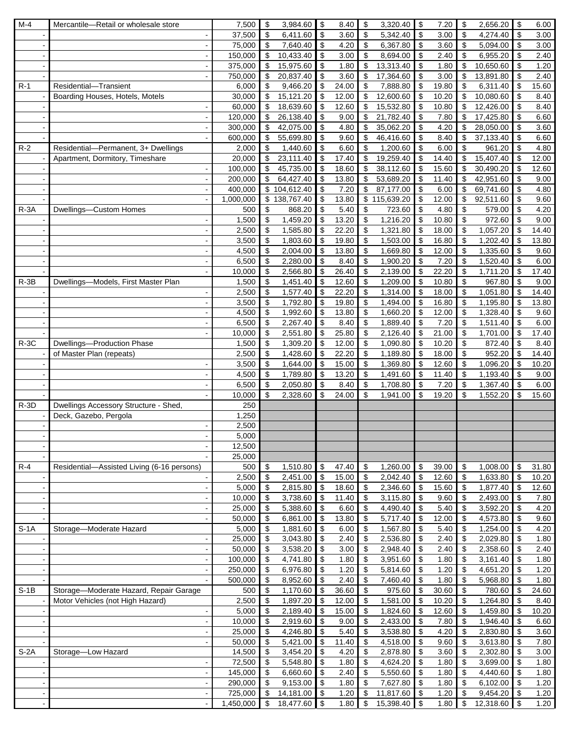| | | | | | | | | | | | | |
|---|---|---|---|---|---|---|---|---|---|---|---|---|
| M-4 | Mercantile—Retail or wholesale store | 7,500 | $ | 3,984.60 | $ | 8.40 | $ | 3,320.40 | $ | 7.20 | $ | 2,656.20 | $ | 6.00 |
| - | - | 37,500 | $ | 6,411.60 | $ | 3.60 | $ | 5,342.40 | $ | 3.00 | $ | 4,274.40 | $ | 3.00 |
| - | - | 75,000 | $ | 7,640.40 | $ | 4.20 | $ | 6,367.80 | $ | 3.60 | $ | 5,094.00 | $ | 3.00 |
| - | - | 150,000 | $ | 10,433.40 | $ | 3.00 | $ | 8,694.00 | $ | 2.40 | $ | 6,955.20 | $ | 2.40 |
| - | - | 375,000 | $ | 15,975.60 | $ | 1.80 | $ | 13,313.40 | $ | 1.80 | $ | 10,650.60 | $ | 1.20 |
| - | - | 750,000 | $ | 20,837.40 | $ | 3.60 | $ | 17,364.60 | $ | 3.00 | $ | 13,891.80 | $ | 2.40 |
| R-1 | Residential—Transient | 6,000 | $ | 9,466.20 | $ | 24.00 | $ | 7,888.80 | $ | 19.80 | $ | 6,311.40 | $ | 15.60 |
| - | Boarding Houses, Hotels, Motels | 30,000 | $ | 15,121.20 | $ | 12.00 | $ | 12,600.60 | $ | 10.20 | $ | 10,080.60 | $ | 8.40 |
| - | - | 60,000 | $ | 18,639.60 | $ | 12.60 | $ | 15,532.80 | $ | 10.80 | $ | 12,426.00 | $ | 8.40 |
| - | - | 120,000 | $ | 26,138.40 | $ | 9.00 | $ | 21,782.40 | $ | 7.80 | $ | 17,425.80 | $ | 6.60 |
| - | - | 300,000 | $ | 42,075.00 | $ | 4.80 | $ | 35,062.20 | $ | 4.20 | $ | 28,050.00 | $ | 3.60 |
| - | - | 600,000 | $ | 55,699.80 | $ | 9.60 | $ | 46,416.60 | $ | 8.40 | $ | 37,133.40 | $ | 6.60 |
| R-2 | Residential—Permanent, 3+ Dwellings | 2,000 | $ | 1,440.60 | $ | 6.60 | $ | 1,200.60 | $ | 6.00 | $ | 961.20 | $ | 4.80 |
| - | Apartment, Dormitory, Timeshare | 20,000 | $ | 23,111.40 | $ | 17.40 | $ | 19,259.40 | $ | 14.40 | $ | 15,407.40 | $ | 12.00 |
| - | - | 100,000 | $ | 45,735.00 | $ | 18.60 | $ | 38,112.60 | $ | 15.60 | $ | 30,490.20 | $ | 12.60 |
| - | - | 200,000 | $ | 64,427.40 | $ | 13.80 | $ | 53,689.20 | $ | 11.40 | $ | 42,951.60 | $ | 9.00 |
| - | - | 400,000 | $ | 104,612.40 | $ | 7.20 | $ | 87,177.00 | $ | 6.00 | $ | 69,741.60 | $ | 4.80 |
| - | - | 1,000,000 | $ | 138,767.40 | $ | 13.80 | $ | 115,639.20 | $ | 12.00 | $ | 92,511.60 | $ | 9.60 |
| R-3A | Dwellings—Custom Homes | 500 | $ | 868.20 | $ | 5.40 | $ | 723.60 | $ | 4.80 | $ | 579.00 | $ | 4.20 |
| - | - | 1,500 | $ | 1,459.20 | $ | 13.20 | $ | 1,216.20 | $ | 10.80 | $ | 972.60 | $ | 9.00 |
| - | - | 2,500 | $ | 1,585.80 | $ | 22.20 | $ | 1,321.80 | $ | 18.00 | $ | 1,057.20 | $ | 14.40 |
| - | - | 3,500 | $ | 1,803.60 | $ | 19.80 | $ | 1,503.00 | $ | 16.80 | $ | 1,202.40 | $ | 13.80 |
| - | - | 4,500 | $ | 2,004.00 | $ | 13.80 | $ | 1,669.80 | $ | 12.00 | $ | 1,335.60 | $ | 9.60 |
| - | - | 6,500 | $ | 2,280.00 | $ | 8.40 | $ | 1,900.20 | $ | 7.20 | $ | 1,520.40 | $ | 6.00 |
| - | - | 10,000 | $ | 2,566.80 | $ | 26.40 | $ | 2,139.00 | $ | 22.20 | $ | 1,711.20 | $ | 17.40 |
| R-3B | Dwellings—Models, First Master Plan | 1,500 | $ | 1,451.40 | $ | 12.60 | $ | 1,209.00 | $ | 10.80 | $ | 967.80 | $ | 9.00 |
| - | - | 2,500 | $ | 1,577.40 | $ | 22.20 | $ | 1,314.00 | $ | 18.00 | $ | 1,051.80 | $ | 14.40 |
| - | - | 3,500 | $ | 1,792.80 | $ | 19.80 | $ | 1,494.00 | $ | 16.80 | $ | 1,195.80 | $ | 13.80 |
| - | - | 4,500 | $ | 1,992.60 | $ | 13.80 | $ | 1,660.20 | $ | 12.00 | $ | 1,328.40 | $ | 9.60 |
| - | - | 6,500 | $ | 2,267.40 | $ | 8.40 | $ | 1,889.40 | $ | 7.20 | $ | 1,511.40 | $ | 6.00 |
| - | - | 10,000 | $ | 2,551.80 | $ | 25.80 | $ | 2,126.40 | $ | 21.00 | $ | 1,701.00 | $ | 17.40 |
| R-3C | Dwellings—Production Phase | 1,500 | $ | 1,309.20 | $ | 12.00 | $ | 1,090.80 | $ | 10.20 | $ | 872.40 | $ | 8.40 |
| - | of Master Plan (repeats) | 2,500 | $ | 1,428.60 | $ | 22.20 | $ | 1,189.80 | $ | 18.00 | $ | 952.20 | $ | 14.40 |
| - | - | 3,500 | $ | 1,644.00 | $ | 15.00 | $ | 1,369.80 | $ | 12.60 | $ | 1,096.20 | $ | 10.20 |
| - | - | 4,500 | $ | 1,789.80 | $ | 13.20 | $ | 1,491.60 | $ | 11.40 | $ | 1,193.40 | $ | 9.00 |
| - | - | 6,500 | $ | 2,050.80 | $ | 8.40 | $ | 1,708.80 | $ | 7.20 | $ | 1,367.40 | $ | 6.00 |
| - | - | 10,000 | $ | 2,328.60 | $ | 24.00 | $ | 1,941.00 | $ | 19.20 | $ | 1,552.20 | $ | 15.60 |
| R-3D | Dwellings Accessory Structure - Shed, | 250 | | | | | | | | | | | | |
| - | Deck, Gazebo, Pergola | 1,250 | | | | | | | | | | | | |
| - | - | 2,500 | | | | | | | | | | | | |
| - | - | 5,000 | | | | | | | | | | | | |
| - | - | 12,500 | | | | | | | | | | | | |
| - | - | 25,000 | | | | | | | | | | | | |
| R-4 | Residential—Assisted Living (6-16 persons) | 500 | $ | 1,510.80 | $ | 47.40 | $ | 1,260.00 | $ | 39.00 | $ | 1,008.00 | $ | 31.80 |
| - | - | 2,500 | $ | 2,451.00 | $ | 15.00 | $ | 2,042.40 | $ | 12.60 | $ | 1,633.80 | $ | 10.20 |
| - | - | 5,000 | $ | 2,815.80 | $ | 18.60 | $ | 2,346.60 | $ | 15.60 | $ | 1,877.40 | $ | 12.60 |
| - | - | 10,000 | $ | 3,738.60 | $ | 11.40 | $ | 3,115.80 | $ | 9.60 | $ | 2,493.00 | $ | 7.80 |
| - | - | 25,000 | $ | 5,388.60 | $ | 6.60 | $ | 4,490.40 | $ | 5.40 | $ | 3,592.20 | $ | 4.20 |
| - | - | 50,000 | $ | 6,861.00 | $ | 13.80 | $ | 5,717.40 | $ | 12.00 | $ | 4,573.80 | $ | 9.60 |
| S-1A | Storage—Moderate Hazard | 5,000 | $ | 1,881.60 | $ | 6.00 | $ | 1,567.80 | $ | 5.40 | $ | 1,254.00 | $ | 4.20 |
| - | - | 25,000 | $ | 3,043.80 | $ | 2.40 | $ | 2,536.80 | $ | 2.40 | $ | 2,029.80 | $ | 1.80 |
| - | - | 50,000 | $ | 3,538.20 | $ | 3.00 | $ | 2,948.40 | $ | 2.40 | $ | 2,358.60 | $ | 2.40 |
| - | - | 100,000 | $ | 4,741.80 | $ | 1.80 | $ | 3,951.60 | $ | 1.80 | $ | 3,161.40 | $ | 1.80 |
| - | - | 250,000 | $ | 6,976.80 | $ | 1.20 | $ | 5,814.60 | $ | 1.20 | $ | 4,651.20 | $ | 1.20 |
| - | - | 500,000 | $ | 8,952.60 | $ | 2.40 | $ | 7,460.40 | $ | 1.80 | $ | 5,968.80 | $ | 1.80 |
| S-1B | Storage—Moderate Hazard, Repair Garage | 500 | $ | 1,170.60 | $ | 36.60 | $ | 975.60 | $ | 30.60 | $ | 780.60 | $ | 24.60 |
| - | Motor Vehicles (not High Hazard) | 2,500 | $ | 1,897.20 | $ | 12.00 | $ | 1,581.00 | $ | 10.20 | $ | 1,264.80 | $ | 8.40 |
| - | - | 5,000 | $ | 2,189.40 | $ | 15.00 | $ | 1,824.60 | $ | 12.60 | $ | 1,459.80 | $ | 10.20 |
| - | - | 10,000 | $ | 2,919.60 | $ | 9.00 | $ | 2,433.00 | $ | 7.80 | $ | 1,946.40 | $ | 6.60 |
| - | - | 25,000 | $ | 4,246.80 | $ | 5.40 | $ | 3,538.80 | $ | 4.20 | $ | 2,830.80 | $ | 3.60 |
| - | - | 50,000 | $ | 5,421.00 | $ | 11.40 | $ | 4,518.00 | $ | 9.60 | $ | 3,613.80 | $ | 7.80 |
| S-2A | Storage—Low Hazard | 14,500 | $ | 3,454.20 | $ | 4.20 | $ | 2,878.80 | $ | 3.60 | $ | 2,302.80 | $ | 3.00 |
| - | - | 72,500 | $ | 5,548.80 | $ | 1.80 | $ | 4,624.20 | $ | 1.80 | $ | 3,699.00 | $ | 1.80 |
| - | - | 145,000 | $ | 6,660.60 | $ | 2.40 | $ | 5,550.60 | $ | 1.80 | $ | 4,440.60 | $ | 1.80 |
| - | - | 290,000 | $ | 9,153.00 | $ | 1.80 | $ | 7,627.80 | $ | 1.80 | $ | 6,102.00 | $ | 1.20 |
| - | - | 725,000 | $ | 14,181.00 | $ | 1.20 | $ | 11,817.60 | $ | 1.20 | $ | 9,454.20 | $ | 1.20 |
| - | - | 1,450,000 | $ | 18,477.60 | $ | 1.80 | $ | 15,398.40 | $ | 1.80 | $ | 12,318.60 | $ | 1.20 |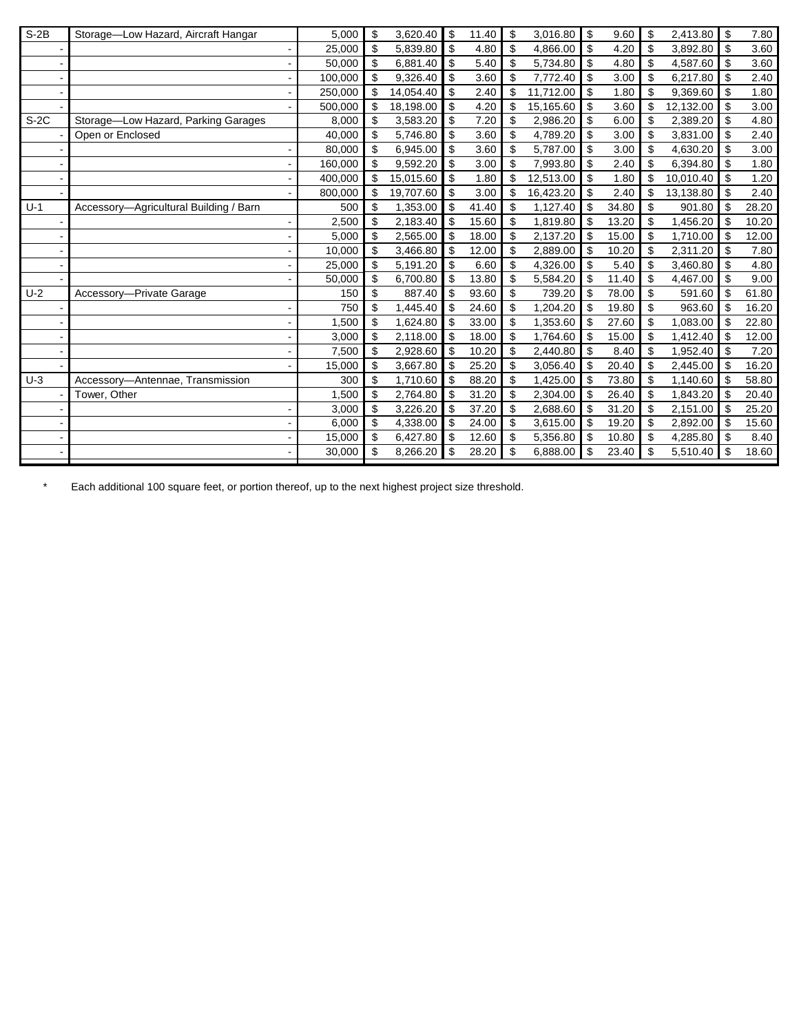| | | | | | | | | |
|---|---|---|---|---|---|---|---|---|
| S-2B | Storage—Low Hazard, Aircraft Hangar | 5,000 | $ 3,620.40 | $ 11.40 | $ 3,016.80 | $ 9.60 | $ 2,413.80 | $ 7.80 |
| - | - | 25,000 | $ 5,839.80 | $ 4.80 | $ 4,866.00 | $ 4.20 | $ 3,892.80 | $ 3.60 |
| - | - | 50,000 | $ 6,881.40 | $ 5.40 | $ 5,734.80 | $ 4.80 | $ 4,587.60 | $ 3.60 |
| - | - | 100,000 | $ 9,326.40 | $ 3.60 | $ 7,772.40 | $ 3.00 | $ 6,217.80 | $ 2.40 |
| - | - | 250,000 | $ 14,054.40 | $ 2.40 | $ 11,712.00 | $ 1.80 | $ 9,369.60 | $ 1.80 |
| - | - | 500,000 | $ 18,198.00 | $ 4.20 | $ 15,165.60 | $ 3.60 | $ 12,132.00 | $ 3.00 |
| S-2C | Storage—Low Hazard, Parking Garages | 8,000 | $ 3,583.20 | $ 7.20 | $ 2,986.20 | $ 6.00 | $ 2,389.20 | $ 4.80 |
| - | Open or Enclosed | 40,000 | $ 5,746.80 | $ 3.60 | $ 4,789.20 | $ 3.00 | $ 3,831.00 | $ 2.40 |
| - | - | 80,000 | $ 6,945.00 | $ 3.60 | $ 5,787.00 | $ 3.00 | $ 4,630.20 | $ 3.00 |
| - | - | 160,000 | $ 9,592.20 | $ 3.00 | $ 7,993.80 | $ 2.40 | $ 6,394.80 | $ 1.80 |
| - | - | 400,000 | $ 15,015.60 | $ 1.80 | $ 12,513.00 | $ 1.80 | $ 10,010.40 | $ 1.20 |
| - | - | 800,000 | $ 19,707.60 | $ 3.00 | $ 16,423.20 | $ 2.40 | $ 13,138.80 | $ 2.40 |
| U-1 | Accessory—Agricultural Building / Barn | 500 | $ 1,353.00 | $ 41.40 | $ 1,127.40 | $ 34.80 | $ 901.80 | $ 28.20 |
| - | - | 2,500 | $ 2,183.40 | $ 15.60 | $ 1,819.80 | $ 13.20 | $ 1,456.20 | $ 10.20 |
| - | - | 5,000 | $ 2,565.00 | $ 18.00 | $ 2,137.20 | $ 15.00 | $ 1,710.00 | $ 12.00 |
| - | - | 10,000 | $ 3,466.80 | $ 12.00 | $ 2,889.00 | $ 10.20 | $ 2,311.20 | $ 7.80 |
| - | - | 25,000 | $ 5,191.20 | $ 6.60 | $ 4,326.00 | $ 5.40 | $ 3,460.80 | $ 4.80 |
| - | - | 50,000 | $ 6,700.80 | $ 13.80 | $ 5,584.20 | $ 11.40 | $ 4,467.00 | $ 9.00 |
| U-2 | Accessory—Private Garage | 150 | $ 887.40 | $ 93.60 | $ 739.20 | $ 78.00 | $ 591.60 | $ 61.80 |
| - | - | 750 | $ 1,445.40 | $ 24.60 | $ 1,204.20 | $ 19.80 | $ 963.60 | $ 16.20 |
| - | - | 1,500 | $ 1,624.80 | $ 33.00 | $ 1,353.60 | $ 27.60 | $ 1,083.00 | $ 22.80 |
| - | - | 3,000 | $ 2,118.00 | $ 18.00 | $ 1,764.60 | $ 15.00 | $ 1,412.40 | $ 12.00 |
| - | - | 7,500 | $ 2,928.60 | $ 10.20 | $ 2,440.80 | $ 8.40 | $ 1,952.40 | $ 7.20 |
| - | - | 15,000 | $ 3,667.80 | $ 25.20 | $ 3,056.40 | $ 20.40 | $ 2,445.00 | $ 16.20 |
| U-3 | Accessory—Antennae, Transmission | 300 | $ 1,710.60 | $ 88.20 | $ 1,425.00 | $ 73.80 | $ 1,140.60 | $ 58.80 |
| - | Tower, Other | 1,500 | $ 2,764.80 | $ 31.20 | $ 2,304.00 | $ 26.40 | $ 1,843.20 | $ 20.40 |
| - | - | 3,000 | $ 3,226.20 | $ 37.20 | $ 2,688.60 | $ 31.20 | $ 2,151.00 | $ 25.20 |
| - | - | 6,000 | $ 4,338.00 | $ 24.00 | $ 3,615.00 | $ 19.20 | $ 2,892.00 | $ 15.60 |
| - | - | 15,000 | $ 6,427.80 | $ 12.60 | $ 5,356.80 | $ 10.80 | $ 4,285.80 | $ 8.40 |
| - | - | 30,000 | $ 8,266.20 | $ 28.20 | $ 6,888.00 | $ 23.40 | $ 5,510.40 | $ 18.60 |

\* Each additional 100 square feet, or portion thereof, up to the next highest project size threshold.